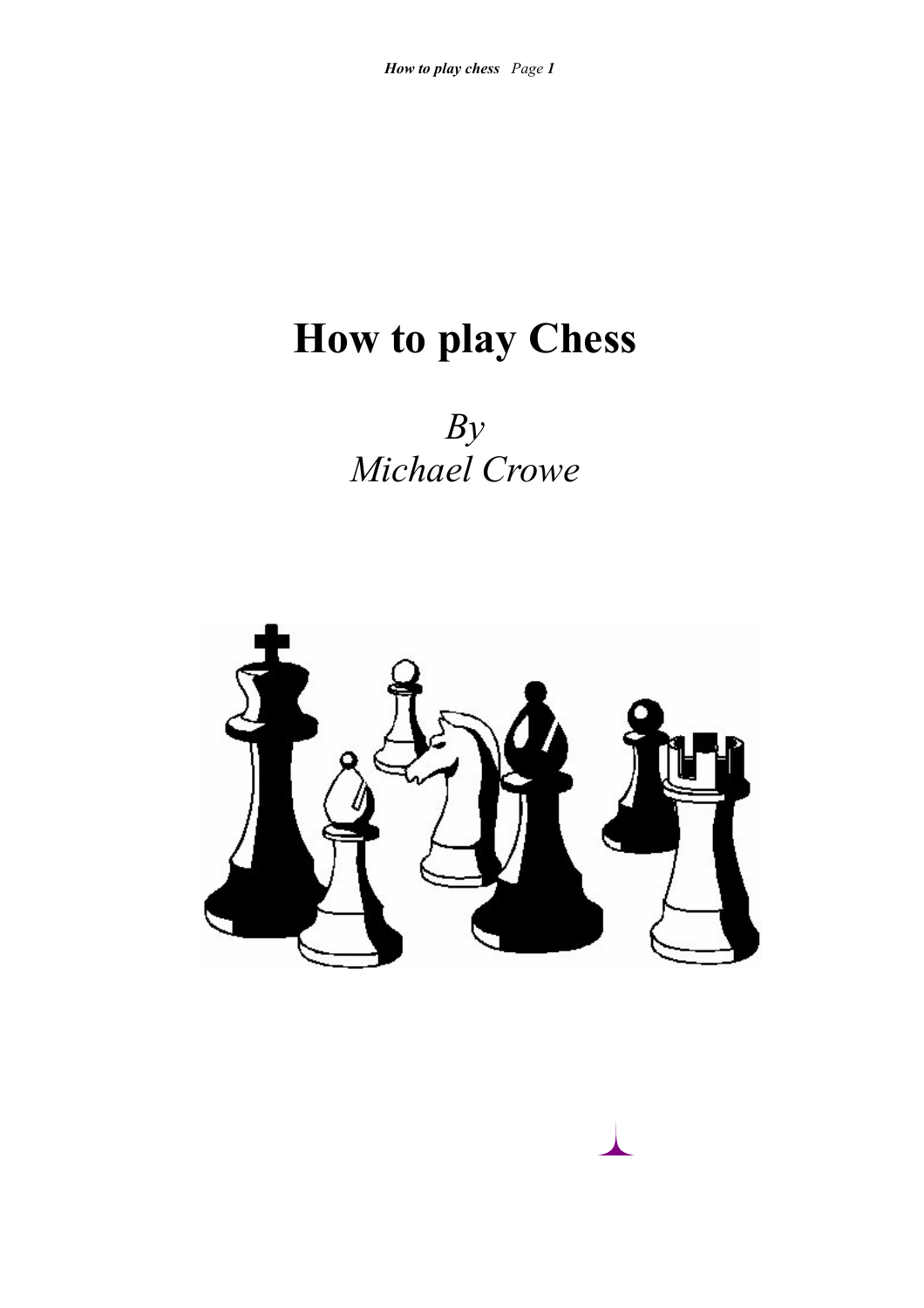# How to play Chess

*By*
*Michael Crowe*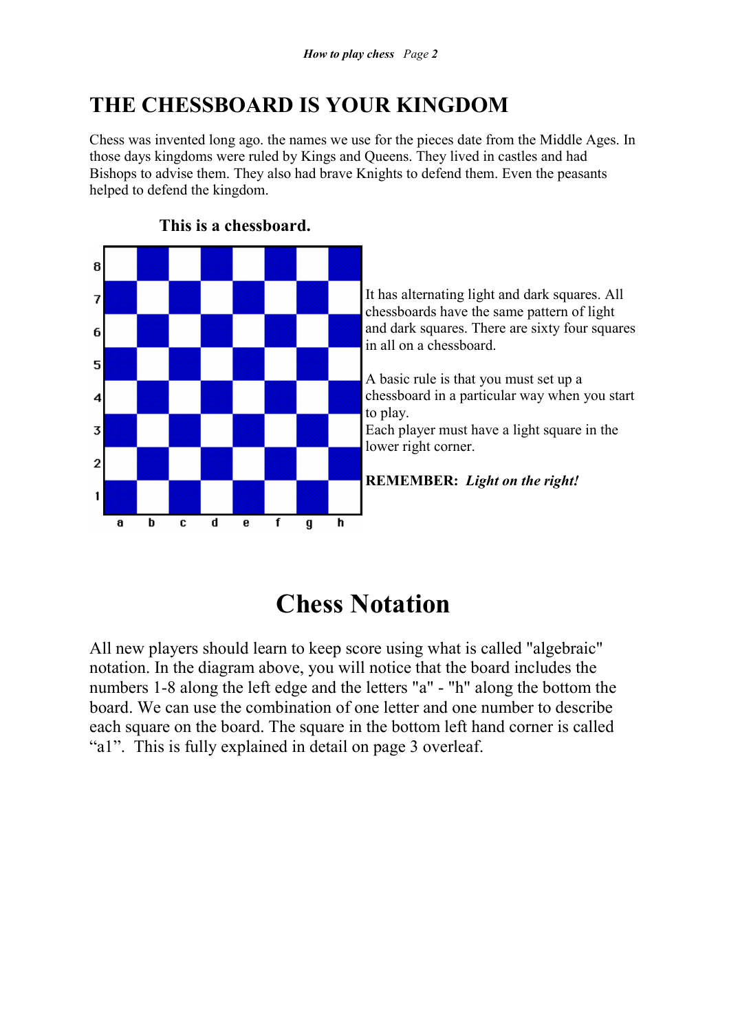# THE CHESSBOARD IS YOUR KINGDOM

Chess was invented long ago. the names we use for the pieces date from the Middle Ages. In those days kingdoms were ruled by Kings and Queens. They lived in castles and had Bishops to advise them. They also had brave Knights to defend them. Even the peasants helped to defend the kingdom.

**This is a chessboard.**

It has alternating light and dark squares. All chessboards have the same pattern of light and dark squares. There are sixty four squares in all on a chessboard.

A basic rule is that you must set up a chessboard in a particular way when you start to play.
Each player must have a light square in the lower right corner.

**REMEMBER:** ***Light on the right!***

# Chess Notation

All new players should learn to keep score using what is called "algebraic" notation. In the diagram above, you will notice that the board includes the numbers 1-8 along the left edge and the letters "a" - "h" along the bottom the board. We can use the combination of one letter and one number to describe each square on the board. The square in the bottom left hand corner is called "a1". This is fully explained in detail on page 3 overleaf.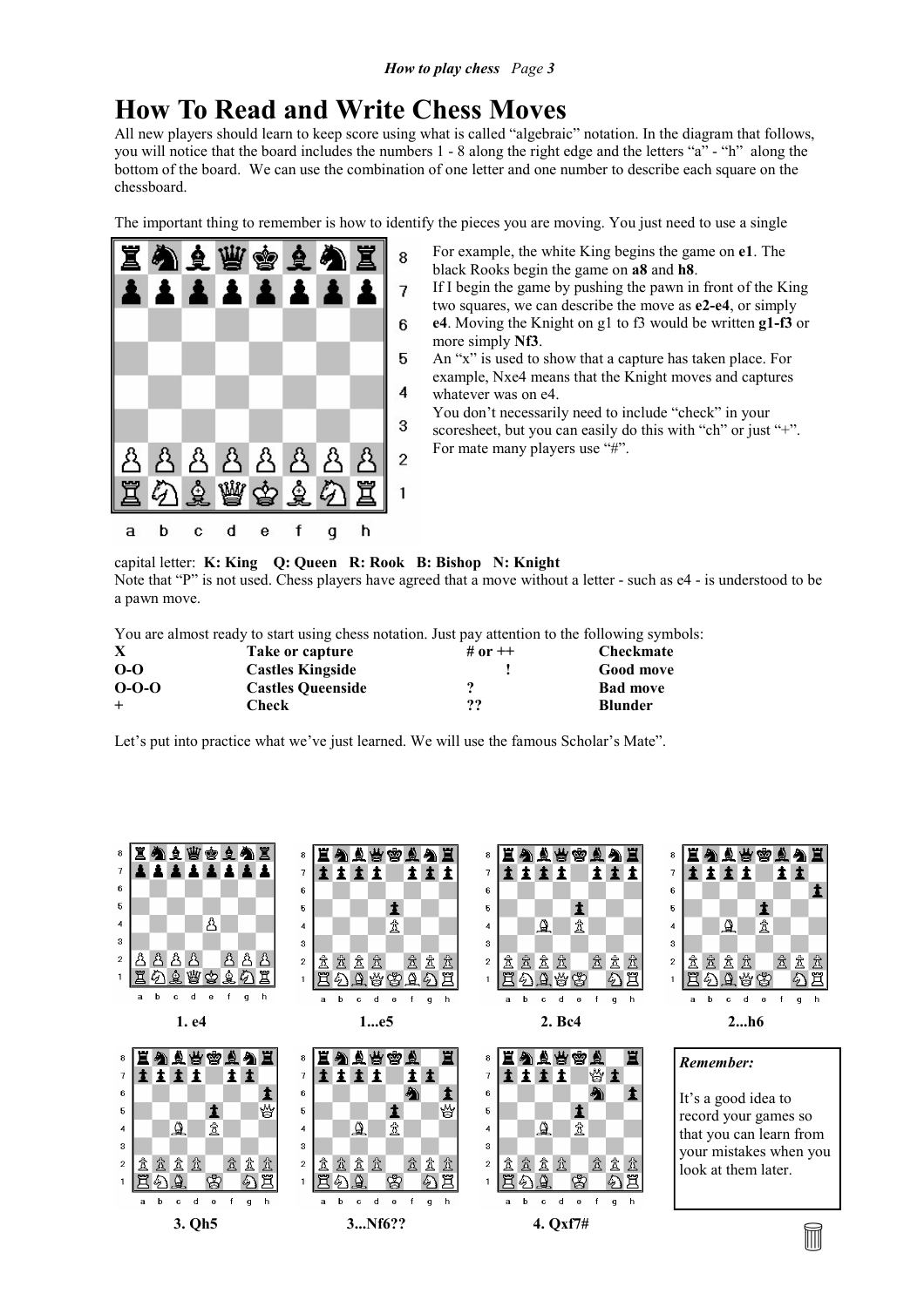# How To Read and Write Chess Moves

All new players should learn to keep score using what is called "algebraic" notation. In the diagram that follows, you will notice that the board includes the numbers 1 - 8 along the right edge and the letters "a" - "h" along the bottom of the board. We can use the combination of one letter and one number to describe each square on the chessboard.

The important thing to remember is how to identify the pieces you are moving. You just need to use a single capital letter: **K: King Q: Queen R: Rook B: Bishop N: Knight**

For example, the white King begins the game on **e1**. The black Rooks begin the game on **a8** and **h8**.

If I begin the game by pushing the pawn in front of the King two squares, we can describe the move as **e2-e4**, or simply **e4**. Moving the Knight on g1 to f3 would be written **g1-f3** or more simply **Nf3**.

An "x" is used to show that a capture has taken place. For example, Nxe4 means that the Knight moves and captures whatever was on e4.

You don't necessarily need to include "check" in your scoresheet, but you can easily do this with "ch" or just "+". For mate many players use "#".

Note that "P" is not used. Chess players have agreed that a move without a letter - such as e4 - is understood to be a pawn move.

You are almost ready to start using chess notation. Just pay attention to the following symbols:

| | | | |
|---|---|---|---|
| **X** | **Take or capture** | **# or ++** | **Checkmate** |
| **O-O** | **Castles Kingside** | **!** | **Good move** |
| **O-O-O** | **Castles Queenside** | **?** | **Bad move** |
| **+** | **Check** | **??** | **Blunder** |

Let's put into practice what we've just learned. We will use the famous Scholar's Mate".

**1. e4**

**1...e5**

**2. Bc4**

**2...h6**

**3. Qh5**

**3...Nf6??**

**4. Qxf7#**

*Remember:*

It's a good idea to record your games so that you can learn from your mistakes when you look at them later.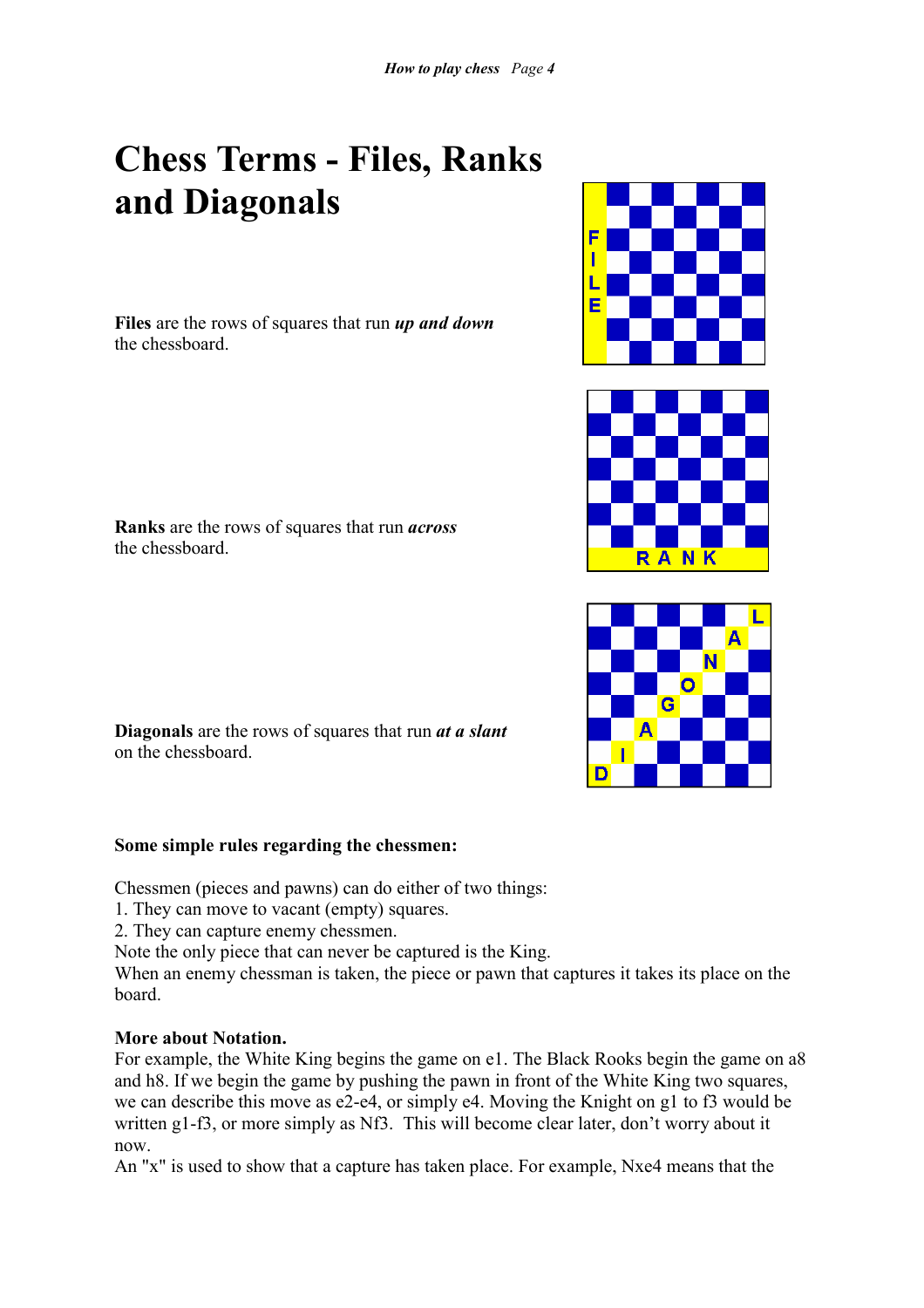# Chess Terms - Files, Ranks and Diagonals

**Files** are the rows of squares that run ***up and down*** the chessboard.

**Ranks** are the rows of squares that run ***across*** the chessboard.

**Diagonals** are the rows of squares that run ***at a slant*** on the chessboard.

**Some simple rules regarding the chessmen:**

Chessmen (pieces and pawns) can do either of two things:
1. They can move to vacant (empty) squares.
2. They can capture enemy chessmen.

Note the only piece that can never be captured is the King.
When an enemy chessman is taken, the piece or pawn that captures it takes its place on the board.

**More about Notation.**
For example, the White King begins the game on e1. The Black Rooks begin the game on a8 and h8. If we begin the game by pushing the pawn in front of the White King two squares, we can describe this move as e2-e4, or simply e4. Moving the Knight on g1 to f3 would be written g1-f3, or more simply as Nf3. This will become clear later, don't worry about it now.
An "x" is used to show that a capture has taken place. For example, Nxe4 means that the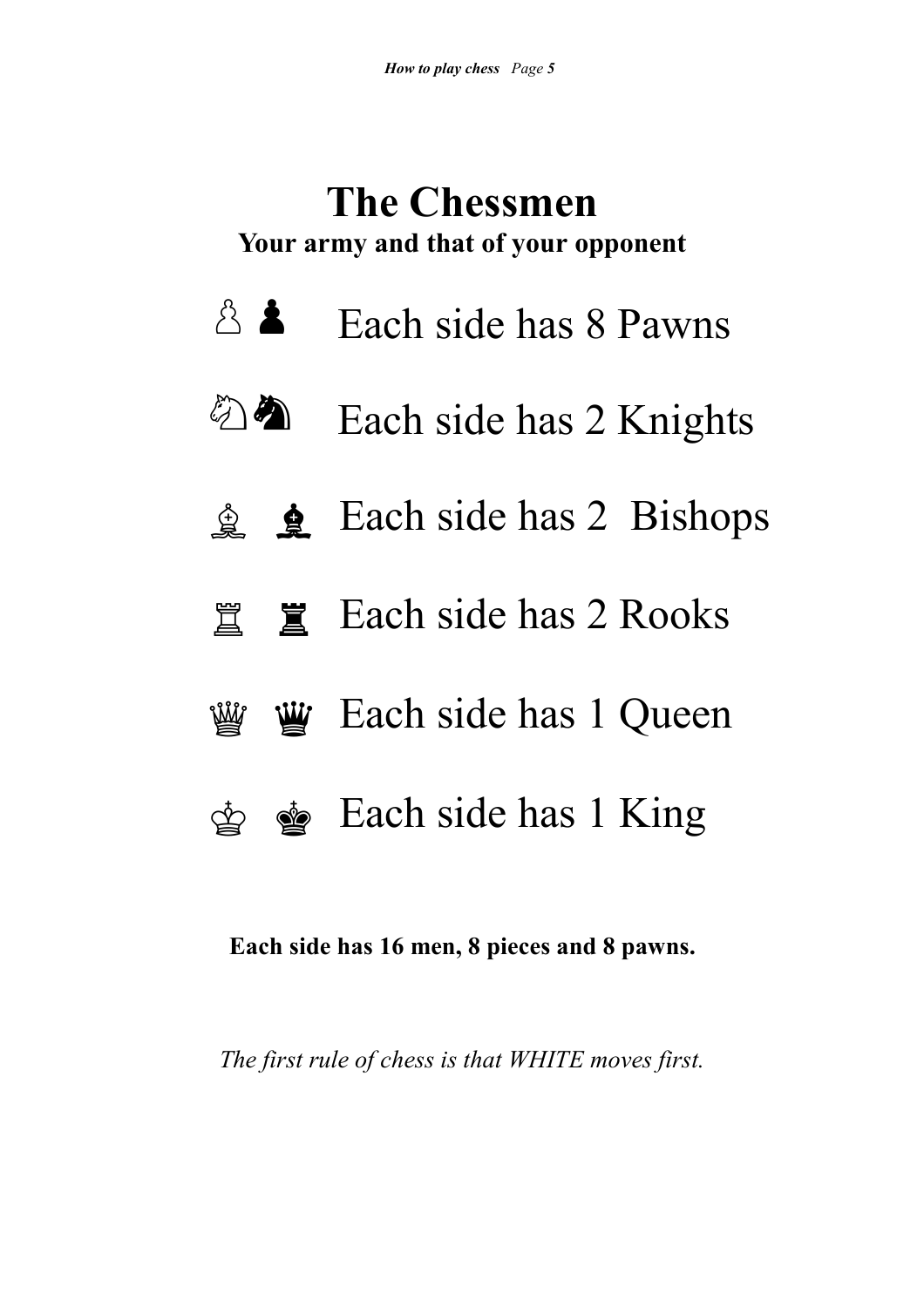# The Chessmen

**Your army and that of your opponent**

♙ ♟ Each side has 8 Pawns

♘ ♞ Each side has 2 Knights

♗ ♝ Each side has 2  Bishops

♖ ♜ Each side has 2 Rooks

♕ ♛ Each side has 1 Queen

♔ ♚ Each side has 1 King

**Each side has 16 men, 8 pieces and 8 pawns.**

*The first rule of chess is that WHITE moves first.*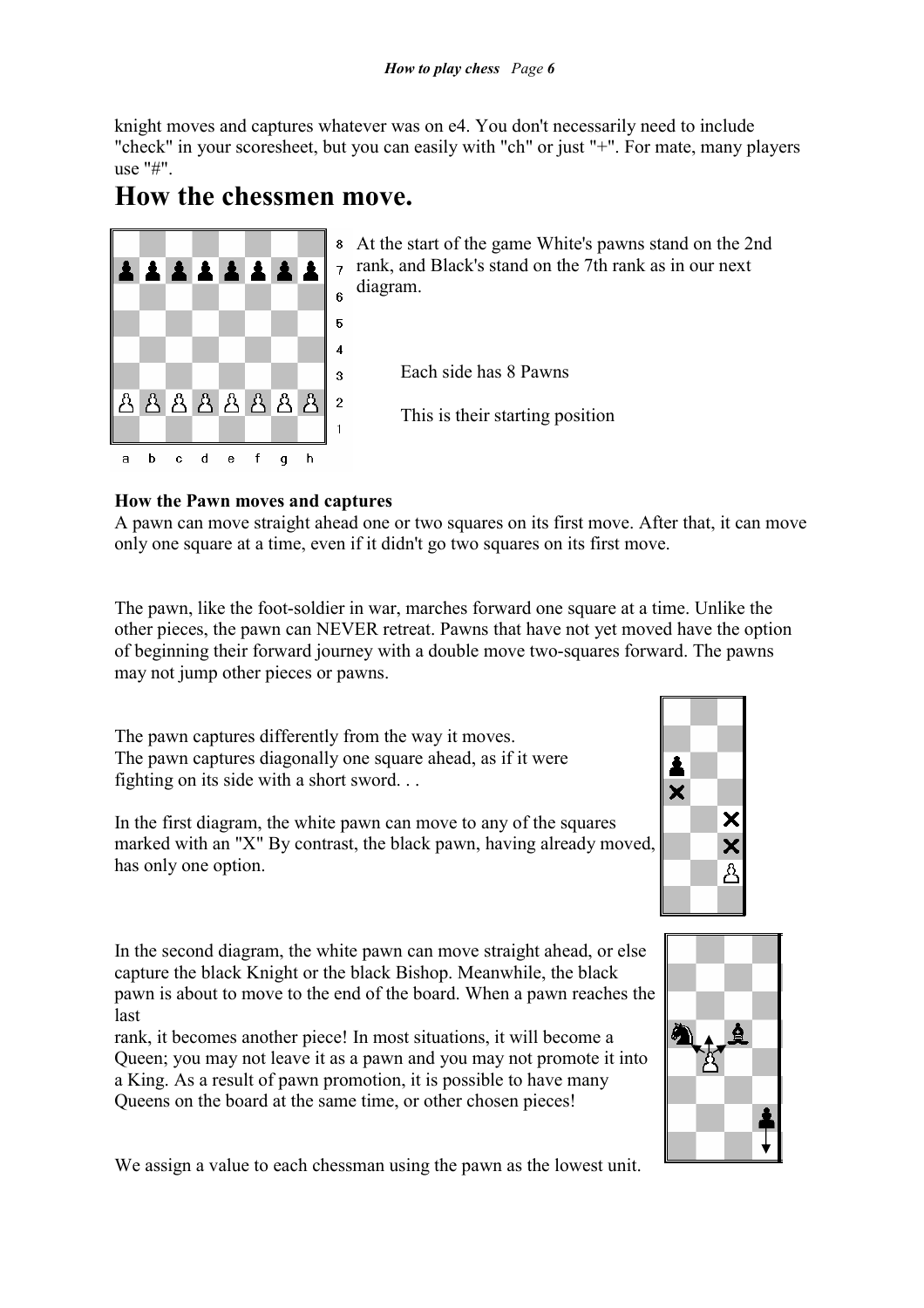knight moves and captures whatever was on e4. You don't necessarily need to include "check" in your scoresheet, but you can easily with "ch" or just "+". For mate, many players use "#".

# How the chessmen move.

At the start of the game White's pawns stand on the 2nd rank, and Black's stand on the 7th rank as in our next diagram.

Each side has 8 Pawns

This is their starting position

**How the Pawn moves and captures**

A pawn can move straight ahead one or two squares on its first move. After that, it can move only one square at a time, even if it didn't go two squares on its first move.

The pawn, like the foot-soldier in war, marches forward one square at a time. Unlike the other pieces, the pawn can NEVER retreat. Pawns that have not yet moved have the option of beginning their forward journey with a double move two-squares forward. The pawns may not jump other pieces or pawns.

The pawn captures differently from the way it moves.
The pawn captures diagonally one square ahead, as if it were fighting on its side with a short sword. . .

In the first diagram, the white pawn can move to any of the squares marked with an "X" By contrast, the black pawn, having already moved, has only one option.

In the second diagram, the white pawn can move straight ahead, or else capture the black Knight or the black Bishop. Meanwhile, the black pawn is about to move to the end of the board. When a pawn reaches the last
rank, it becomes another piece! In most situations, it will become a Queen; you may not leave it as a pawn and you may not promote it into a King. As a result of pawn promotion, it is possible to have many Queens on the board at the same time, or other chosen pieces!

We assign a value to each chessman using the pawn as the lowest unit.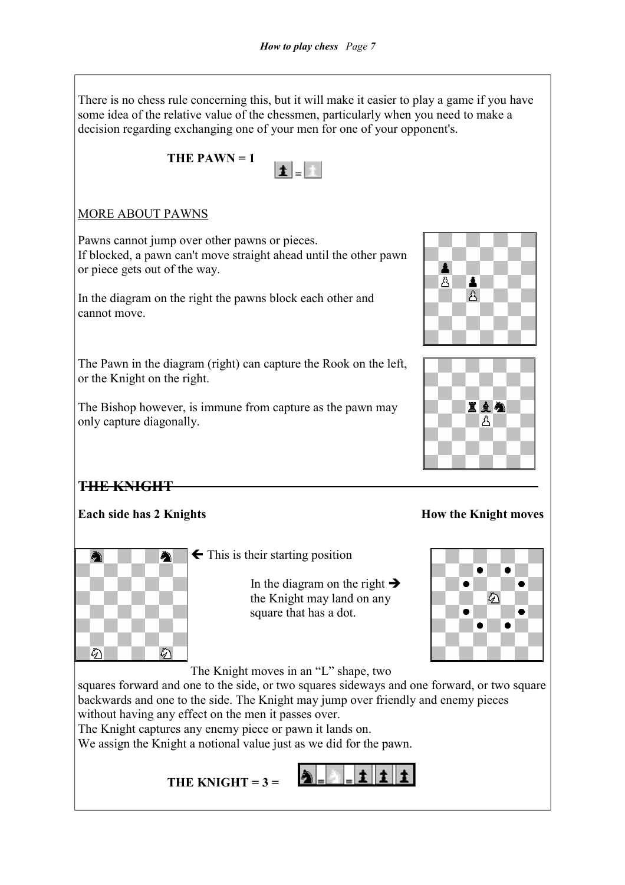There is no chess rule concerning this, but it will make it easier to play a game if you have some idea of the relative value of the chessmen, particularly when you need to make a decision regarding exchanging one of your men for one of your opponent's.

**THE PAWN = 1**

MORE ABOUT PAWNS

Pawns cannot jump over other pawns or pieces.
If blocked, a pawn can't move straight ahead until the other pawn or piece gets out of the way.

In the diagram on the right the pawns block each other and cannot move.

The Pawn in the diagram (right) can capture the Rook on the left, or the Knight on the right.

The Bishop however, is immune from capture as the pawn may only capture diagonally.

## THE KNIGHT

**Each side has 2 Knights**

**How the Knight moves**

← This is their starting position

In the diagram on the right → the Knight may land on any square that has a dot.

The Knight moves in an "L" shape, two squares forward and one to the side, or two squares sideways and one forward, or two square backwards and one to the side. The Knight may jump over friendly and enemy pieces without having any effect on the men it passes over.
The Knight captures any enemy piece or pawn it lands on.
We assign the Knight a notional value just as we did for the pawn.

**THE KNIGHT = 3 =**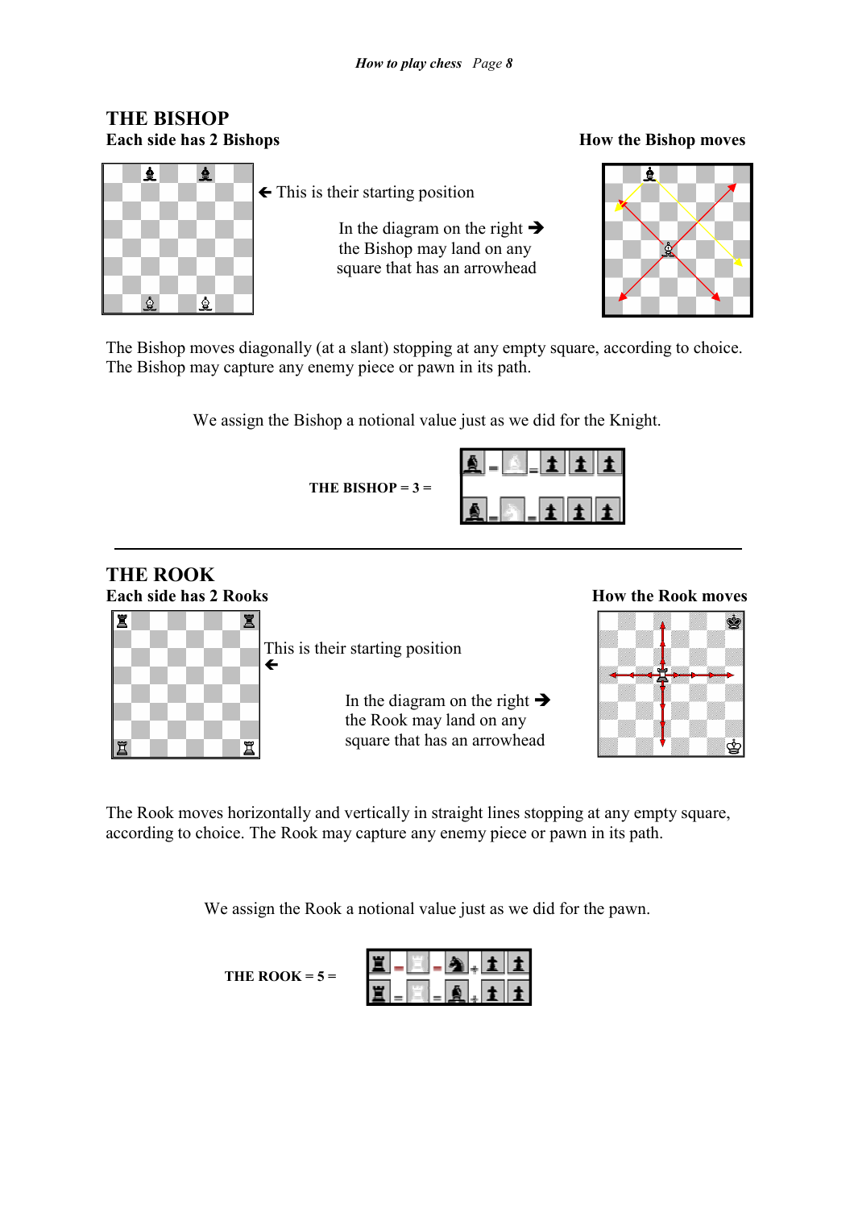## THE BISHOP

**Each side has 2 Bishops**

**How the Bishop moves**

← This is their starting position

In the diagram on the right → the Bishop may land on any square that has an arrowhead

The Bishop moves diagonally (at a slant) stopping at any empty square, according to choice. The Bishop may capture any enemy piece or pawn in its path.

We assign the Bishop a notional value just as we did for the Knight.

**THE BISHOP = 3 =**

## THE ROOK

**Each side has 2 Rooks**

**How the Rook moves**

This is their starting position ←

In the diagram on the right → the Rook may land on any square that has an arrowhead

The Rook moves horizontally and vertically in straight lines stopping at any empty square, according to choice. The Rook may capture any enemy piece or pawn in its path.

We assign the Rook a notional value just as we did for the pawn.

**THE ROOK = 5 =**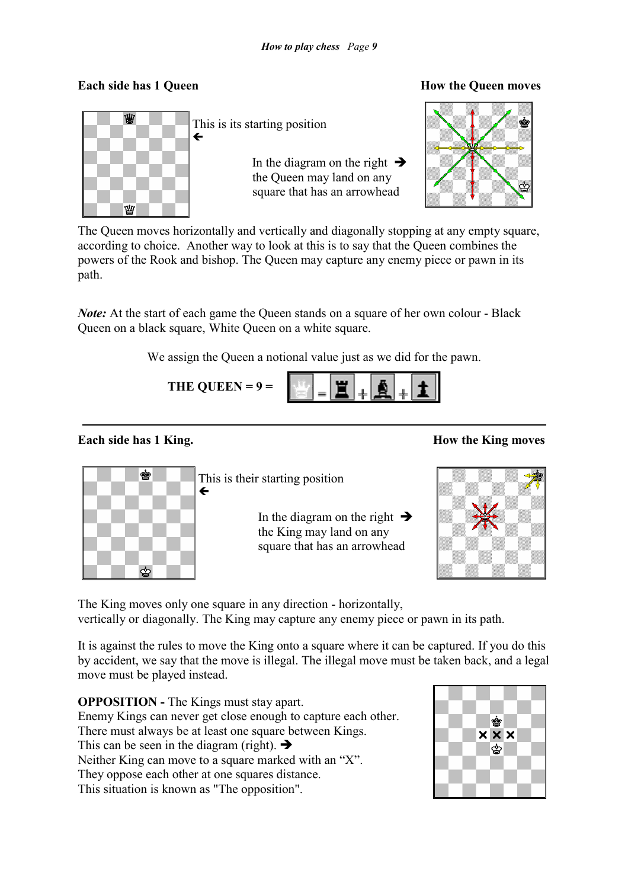**Each side has 1 Queen**

**How the Queen moves**

This is its starting position
🡐

In the diagram on the right 🡒
the Queen may land on any
square that has an arrowhead

The Queen moves horizontally and vertically and diagonally stopping at any empty square, according to choice. Another way to look at this is to say that the Queen combines the powers of the Rook and bishop. The Queen may capture any enemy piece or pawn in its path.

***Note:*** At the start of each game the Queen stands on a square of her own colour - Black Queen on a black square, White Queen on a white square.

We assign the Queen a notional value just as we did for the pawn.

**THE QUEEN = 9 =** ♕ = ♜ + ♝ + ♟

---

**Each side has 1 King.**

**How the King moves**

This is their starting position
🡐

In the diagram on the right 🡒
the King may land on any
square that has an arrowhead

The King moves only one square in any direction - horizontally,
vertically or diagonally. The King may capture any enemy piece or pawn in its path.

It is against the rules to move the King onto a square where it can be captured. If you do this by accident, we say that the move is illegal. The illegal move must be taken back, and a legal move must be played instead.

**OPPOSITION -** The Kings must stay apart.
Enemy Kings can never get close enough to capture each other.
There must always be at least one square between Kings.
This can be seen in the diagram (right). 🡒
Neither King can move to a square marked with an "X".
They oppose each other at one squares distance.
This situation is known as "The opposition".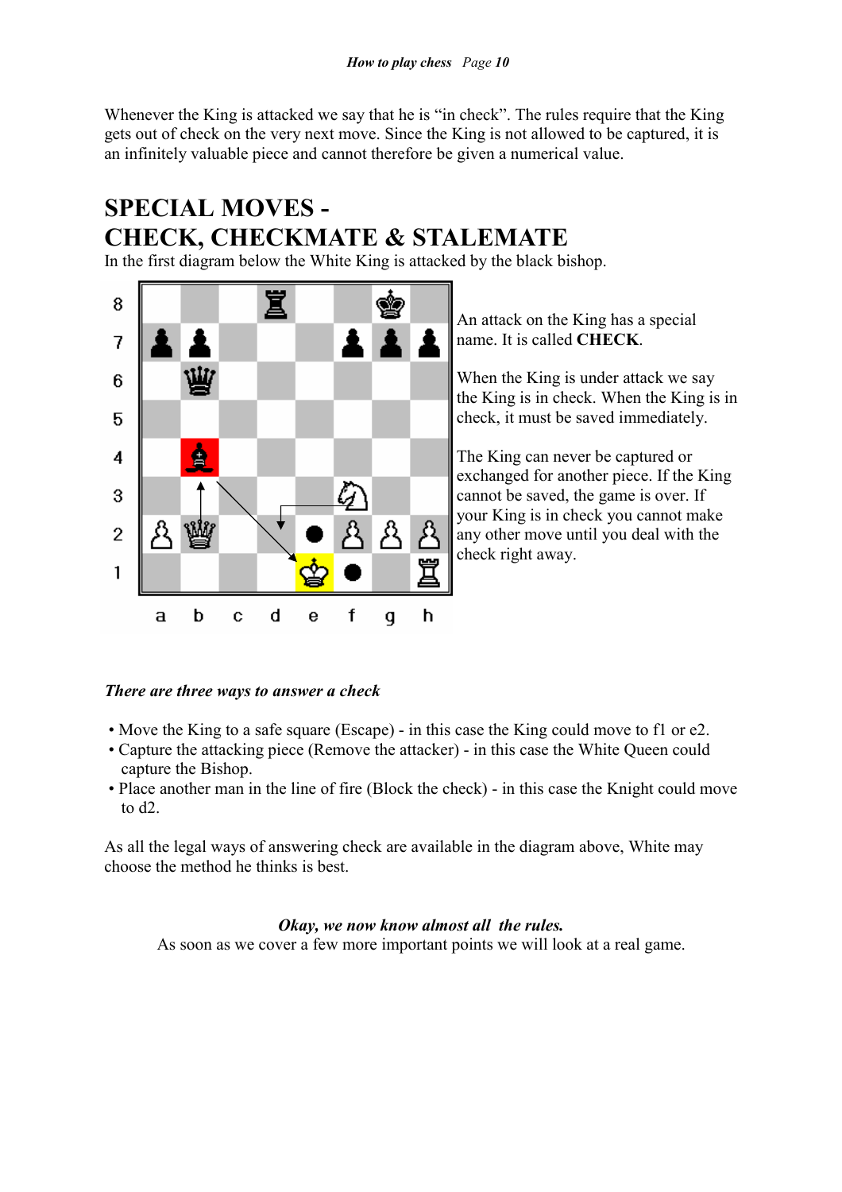Whenever the King is attacked we say that he is "in check". The rules require that the King gets out of check on the very next move. Since the King is not allowed to be captured, it is an infinitely valuable piece and cannot therefore be given a numerical value.

## SPECIAL MOVES - CHECK, CHECKMATE & STALEMATE

In the first diagram below the White King is attacked by the black bishop.

An attack on the King has a special name. It is called **CHECK**.

When the King is under attack we say the King is in check. When the King is in check, it must be saved immediately.

The King can never be captured or exchanged for another piece. If the King cannot be saved, the game is over. If your King is in check you cannot make any other move until you deal with the check right away.

***There are three ways to answer a check***

- Move the King to a safe square (Escape) - in this case the King could move to f1 or e2.
- Capture the attacking piece (Remove the attacker) - in this case the White Queen could capture the Bishop.
- Place another man in the line of fire (Block the check) - in this case the Knight could move to d2.

As all the legal ways of answering check are available in the diagram above, White may choose the method he thinks is best.

***Okay, we now know almost all the rules.***

As soon as we cover a few more important points we will look at a real game.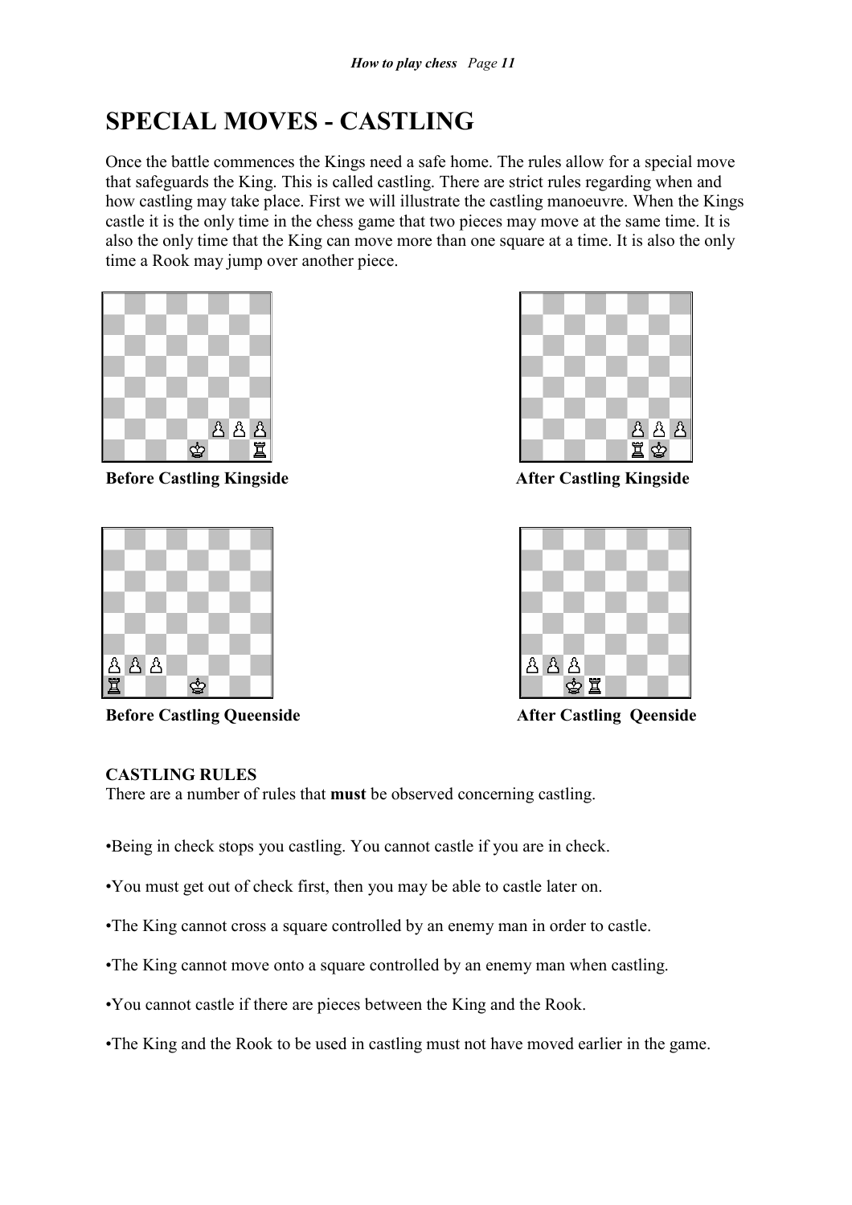# SPECIAL MOVES - CASTLING

Once the battle commences the Kings need a safe home. The rules allow for a special move that safeguards the King. This is called castling. There are strict rules regarding when and how castling may take place. First we will illustrate the castling manoeuvre. When the Kings castle it is the only time in the chess game that two pieces may move at the same time. It is also the only time that the King can move more than one square at a time. It is also the only time a Rook may jump over another piece.

**Before Castling Kingside**

**After Castling Kingside**

**Before Castling Queenside**

**After Castling Qeenside**

**CASTLING RULES**

There are a number of rules that **must** be observed concerning castling.

- Being in check stops you castling. You cannot castle if you are in check.
- You must get out of check first, then you may be able to castle later on.
- The King cannot cross a square controlled by an enemy man in order to castle.
- The King cannot move onto a square controlled by an enemy man when castling.
- You cannot castle if there are pieces between the King and the Rook.
- The King and the Rook to be used in castling must not have moved earlier in the game.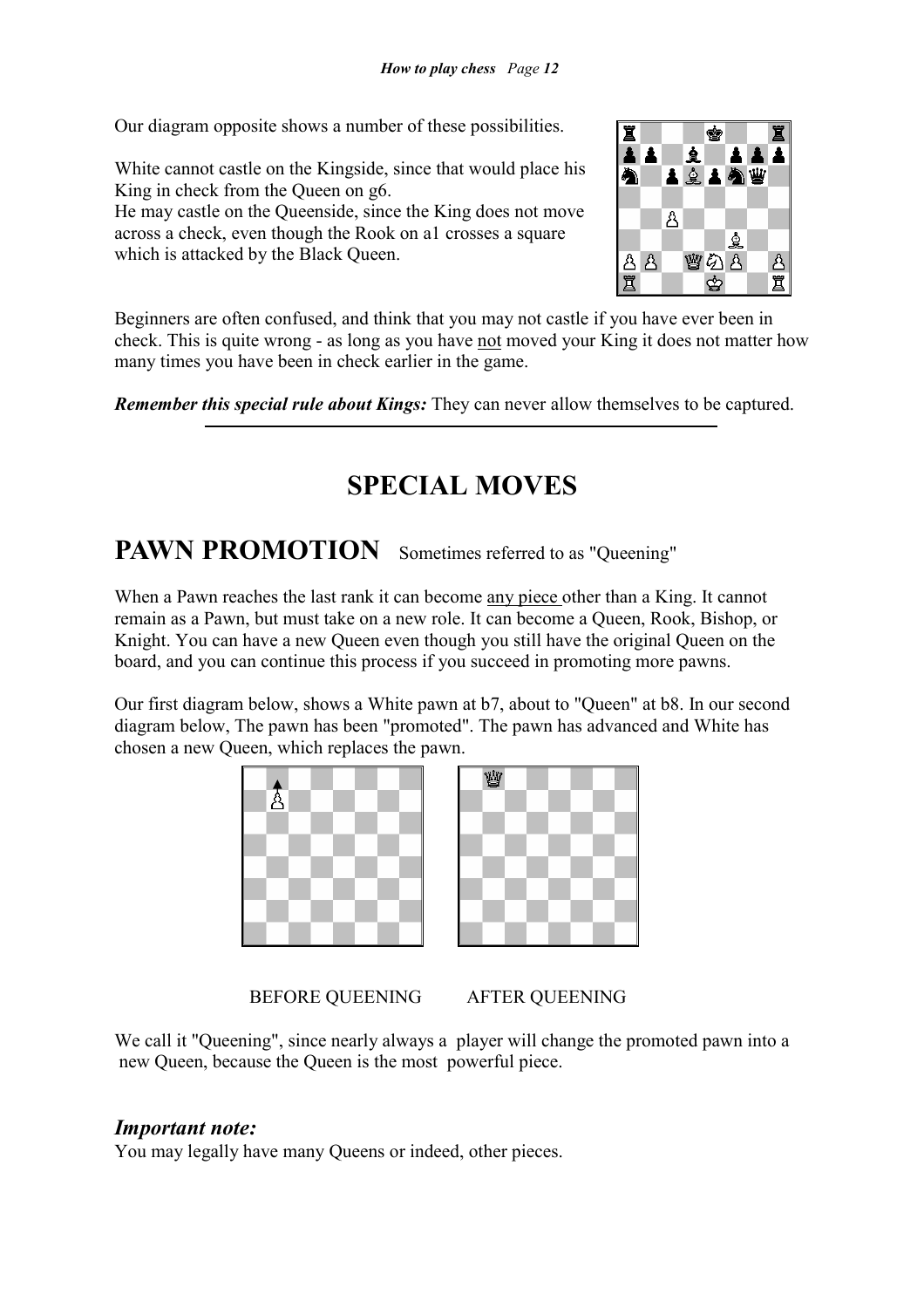Our diagram opposite shows a number of these possibilities.

White cannot castle on the Kingside, since that would place his King in check from the Queen on g6.
He may castle on the Queenside, since the King does not move across a check, even though the Rook on a1 crosses a square which is attacked by the Black Queen.

Beginners are often confused, and think that you may not castle if you have ever been in check. This is quite wrong - as long as you have not moved your King it does not matter how many times you have been in check earlier in the game.

***Remember this special rule about Kings:*** They can never allow themselves to be captured.

---

# SPECIAL MOVES

## PAWN PROMOTION   Sometimes referred to as "Queening"

When a Pawn reaches the last rank it can become any piece other than a King. It cannot remain as a Pawn, but must take on a new role. It can become a Queen, Rook, Bishop, or Knight. You can have a new Queen even though you still have the original Queen on the board, and you can continue this process if you succeed in promoting more pawns.

Our first diagram below, shows a White pawn at b7, about to "Queen" at b8. In our second diagram below, The pawn has been "promoted". The pawn has advanced and White has chosen a new Queen, which replaces the pawn.

BEFORE QUEENING        AFTER QUEENING

We call it "Queening", since nearly always a player will change the promoted pawn into a new Queen, because the Queen is the most powerful piece.

### *Important note:*

You may legally have many Queens or indeed, other pieces.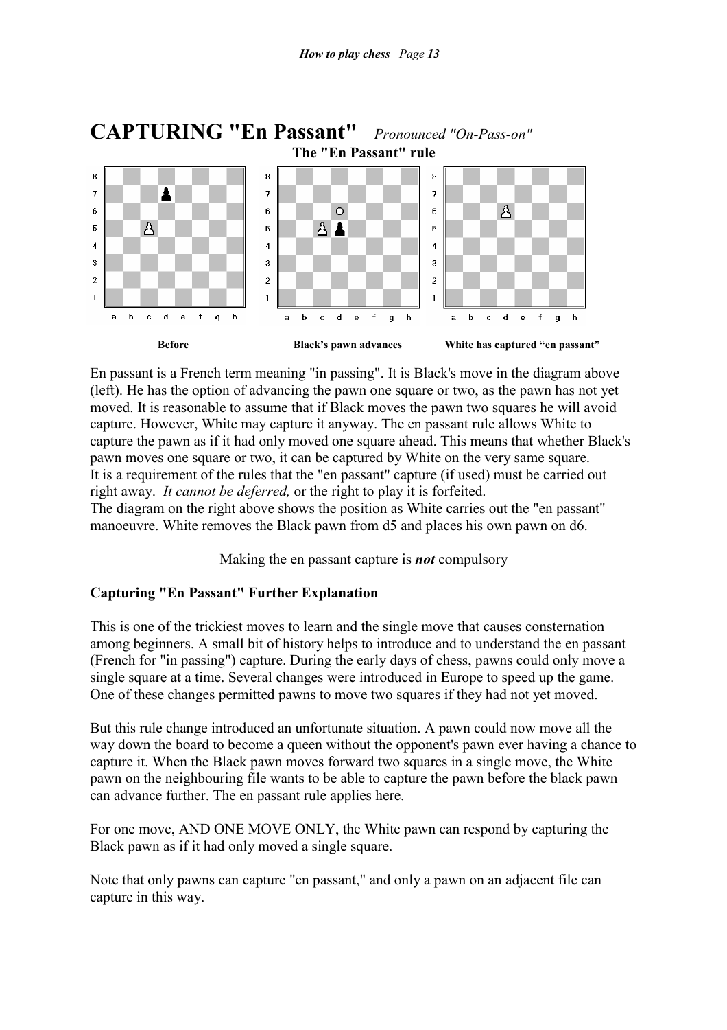# CAPTURING "En Passant" *Pronounced "On-Pass-on"*

**The "En Passant" rule**

**Before** | **Black's pawn advances** | **White has captured "en passant"**

En passant is a French term meaning "in passing". It is Black's move in the diagram above (left). He has the option of advancing the pawn one square or two, as the pawn has not yet moved. It is reasonable to assume that if Black moves the pawn two squares he will avoid capture. However, White may capture it anyway. The en passant rule allows White to capture the pawn as if it had only moved one square ahead. This means that whether Black's pawn moves one square or two, it can be captured by White on the very same square.
It is a requirement of the rules that the "en passant" capture (if used) must be carried out right away. *It cannot be deferred,* or the right to play it is forfeited.
The diagram on the right above shows the position as White carries out the "en passant" manoeuvre. White removes the Black pawn from d5 and places his own pawn on d6.

Making the en passant capture is ***not*** compulsory

**Capturing "En Passant" Further Explanation**

This is one of the trickiest moves to learn and the single move that causes consternation among beginners. A small bit of history helps to introduce and to understand the en passant (French for "in passing") capture. During the early days of chess, pawns could only move a single square at a time. Several changes were introduced in Europe to speed up the game. One of these changes permitted pawns to move two squares if they had not yet moved.

But this rule change introduced an unfortunate situation. A pawn could now move all the way down the board to become a queen without the opponent's pawn ever having a chance to capture it. When the Black pawn moves forward two squares in a single move, the White pawn on the neighbouring file wants to be able to capture the pawn before the black pawn can advance further. The en passant rule applies here.

For one move, AND ONE MOVE ONLY, the White pawn can respond by capturing the Black pawn as if it had only moved a single square.

Note that only pawns can capture "en passant," and only a pawn on an adjacent file can capture in this way.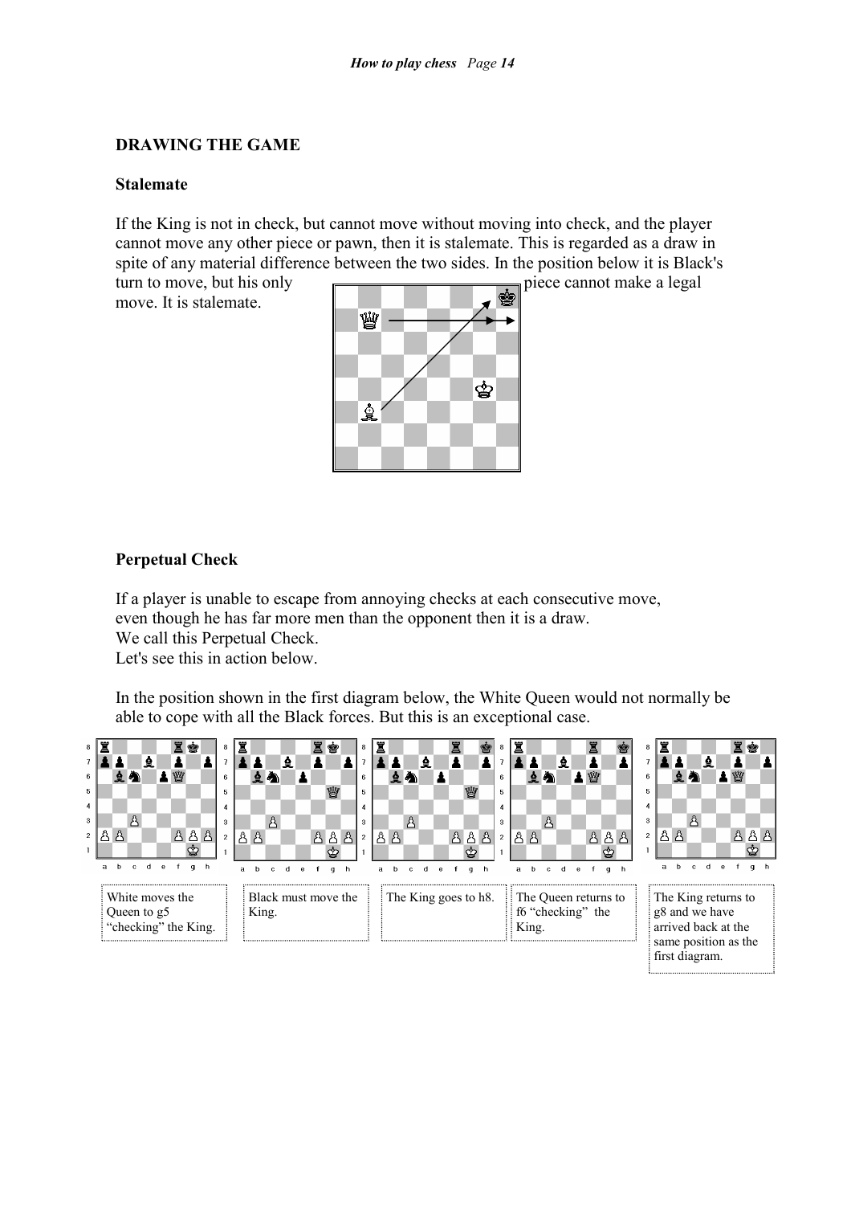## DRAWING THE GAME

### Stalemate

If the King is not in check, but cannot move without moving into check, and the player cannot move any other piece or pawn, then it is stalemate. This is regarded as a draw in spite of any material difference between the two sides. In the position below it is Black's turn to move, but his only piece cannot make a legal move. It is stalemate.

### Perpetual Check

If a player is unable to escape from annoying checks at each consecutive move, even though he has far more men than the opponent then it is a draw.
We call this Perpetual Check.
Let's see this in action below.

In the position shown in the first diagram below, the White Queen would not normally be able to cope with all the Black forces. But this is an exceptional case.

White moves the Queen to g5 "checking" the King.

Black must move the King.

The King goes to h8.

The Queen returns to f6 "checking" the King.

The King returns to g8 and we have arrived back at the same position as the first diagram.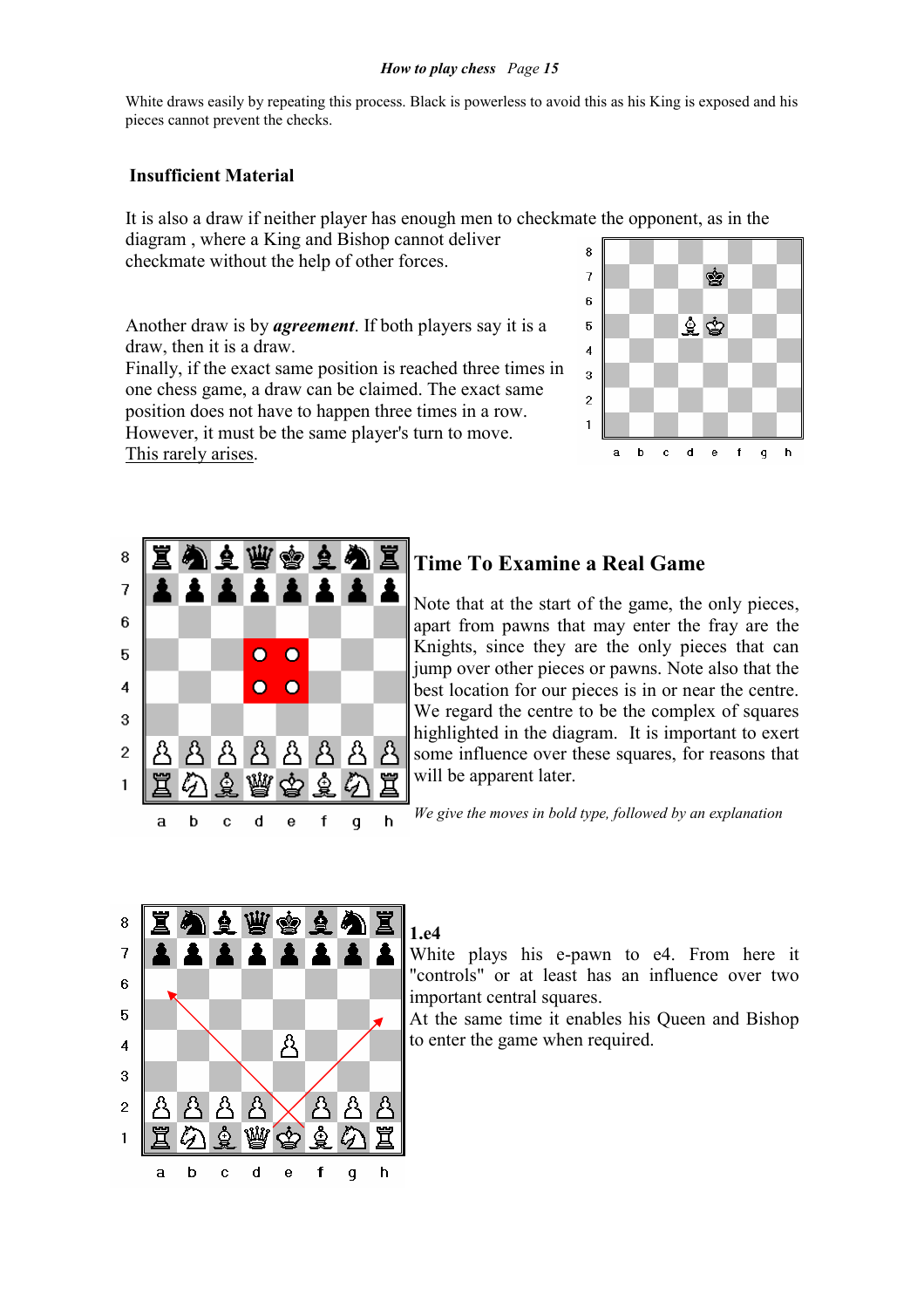White draws easily by repeating this process. Black is powerless to avoid this as his King is exposed and his pieces cannot prevent the checks.

## Insufficient Material

It is also a draw if neither player has enough men to checkmate the opponent, as in the diagram , where a King and Bishop cannot deliver checkmate without the help of other forces.

Another draw is by ***agreement***. If both players say it is a draw, then it is a draw.
Finally, if the exact same position is reached three times in one chess game, a draw can be claimed. The exact same position does not have to happen three times in a row. However, it must be the same player's turn to move.
This rarely arises.

## Time To Examine a Real Game

Note that at the start of the game, the only pieces, apart from pawns that may enter the fray are the Knights, since they are the only pieces that can jump over other pieces or pawns. Note also that the best location for our pieces is in or near the centre. We regard the centre to be the complex of squares highlighted in the diagram. It is important to exert some influence over these squares, for reasons that will be apparent later.

*We give the moves in bold type, followed by an explanation*

**1.e4**
White plays his e-pawn to e4. From here it "controls" or at least has an influence over two important central squares.
At the same time it enables his Queen and Bishop to enter the game when required.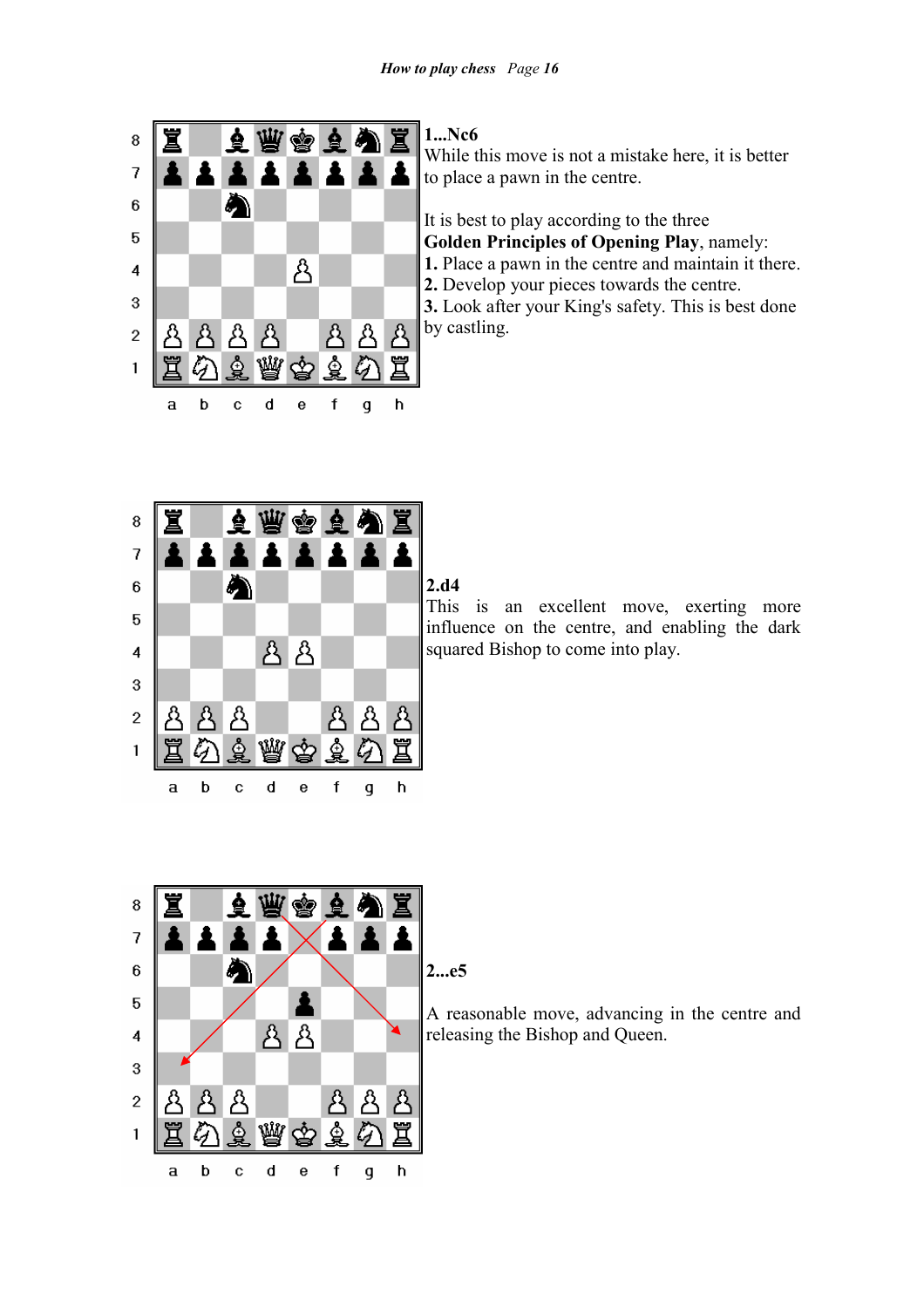**1...Nc6**

While this move is not a mistake here, it is better to place a pawn in the centre.

It is best to play according to the three **Golden Principles of Opening Play**, namely:

**1.** Place a pawn in the centre and maintain it there.
**2.** Develop your pieces towards the centre.
**3.** Look after your King's safety. This is best done by castling.

**2.d4**

This is an excellent move, exerting more influence on the centre, and enabling the dark squared Bishop to come into play.

**2...e5**

A reasonable move, advancing in the centre and releasing the Bishop and Queen.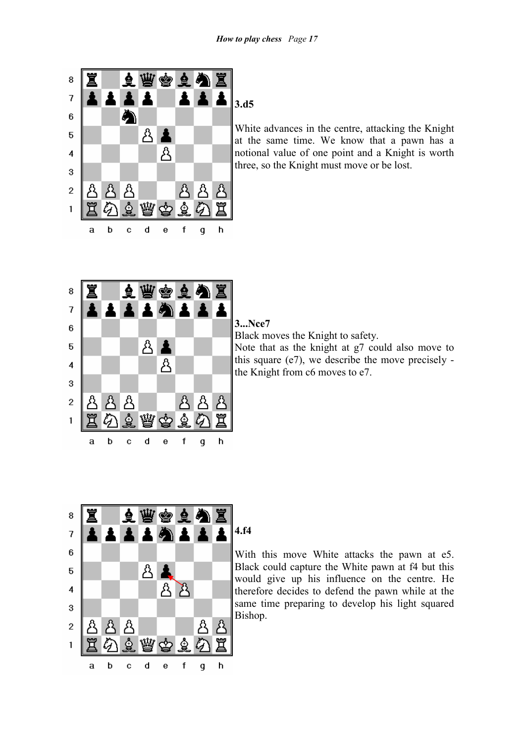**3.d5**

White advances in the centre, attacking the Knight at the same time. We know that a pawn has a notional value of one point and a Knight is worth three, so the Knight must move or be lost.

**3...Nce7**

Black moves the Knight to safety.
Note that as the knight at g7 could also move to this square (e7), we describe the move precisely - the Knight from c6 moves to e7.

**4.f4**

With this move White attacks the pawn at e5. Black could capture the White pawn at f4 but this would give up his influence on the centre. He therefore decides to defend the pawn while at the same time preparing to develop his light squared Bishop.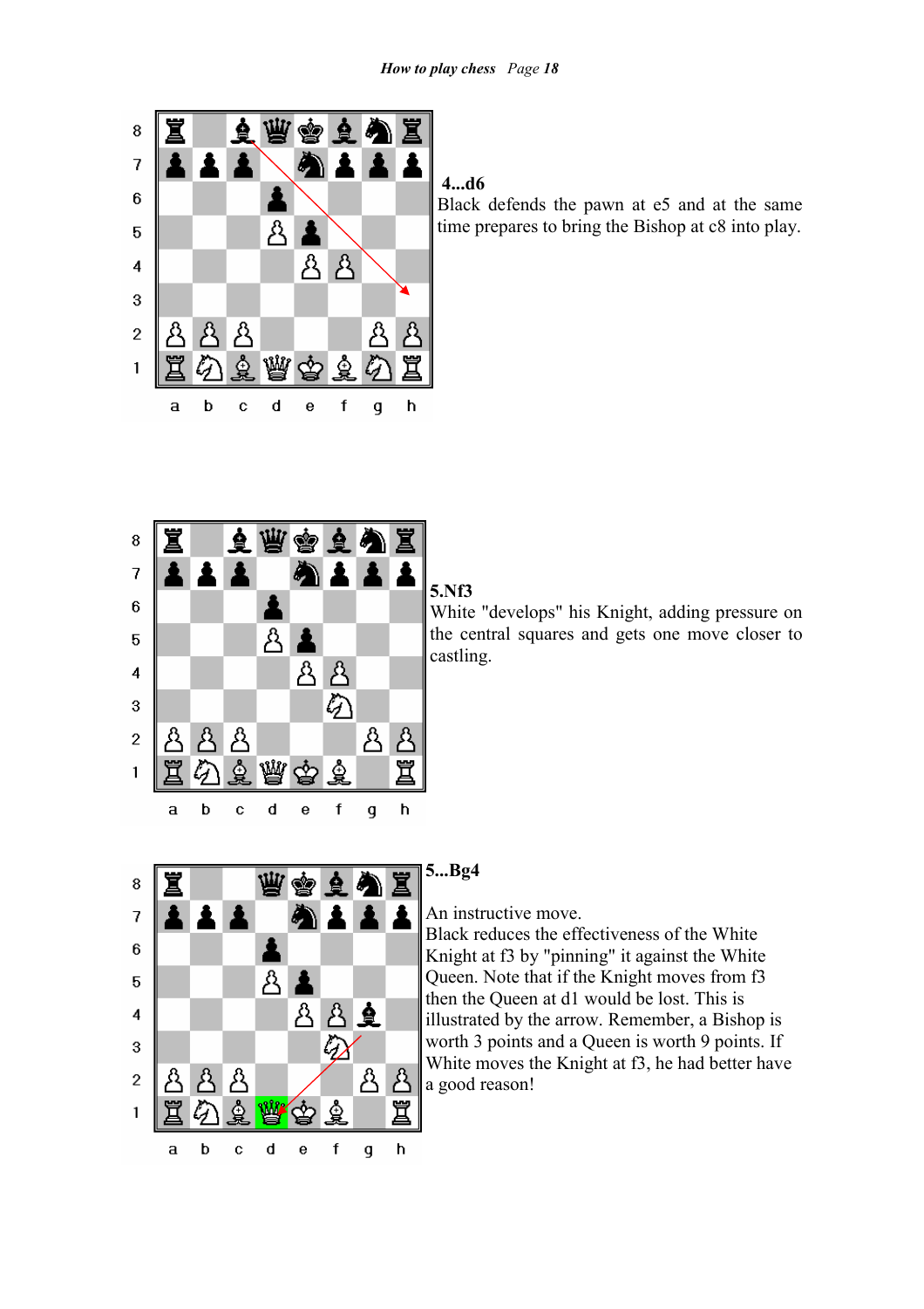**4...d6**

Black defends the pawn at e5 and at the same time prepares to bring the Bishop at c8 into play.

**5.Nf3**

White "develops" his Knight, adding pressure on the central squares and gets one move closer to castling.

**5...Bg4**

An instructive move.
Black reduces the effectiveness of the White Knight at f3 by "pinning" it against the White Queen. Note that if the Knight moves from f3 then the Queen at d1 would be lost. This is illustrated by the arrow. Remember, a Bishop is worth 3 points and a Queen is worth 9 points. If White moves the Knight at f3, he had better have a good reason!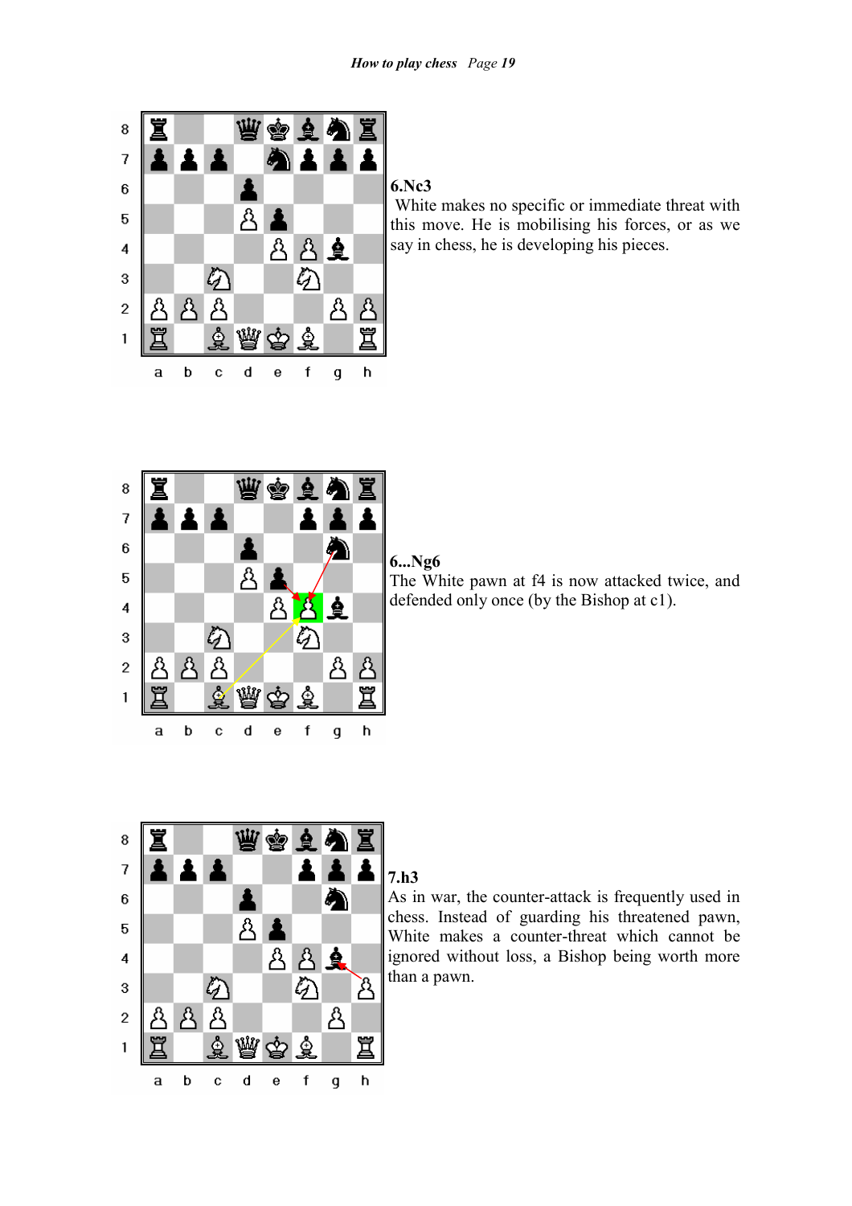**6.Nc3**

White makes no specific or immediate threat with this move. He is mobilising his forces, or as we say in chess, he is developing his pieces.

**6...Ng6**

The White pawn at f4 is now attacked twice, and defended only once (by the Bishop at c1).

**7.h3**

As in war, the counter-attack is frequently used in chess. Instead of guarding his threatened pawn, White makes a counter-threat which cannot be ignored without loss, a Bishop being worth more than a pawn.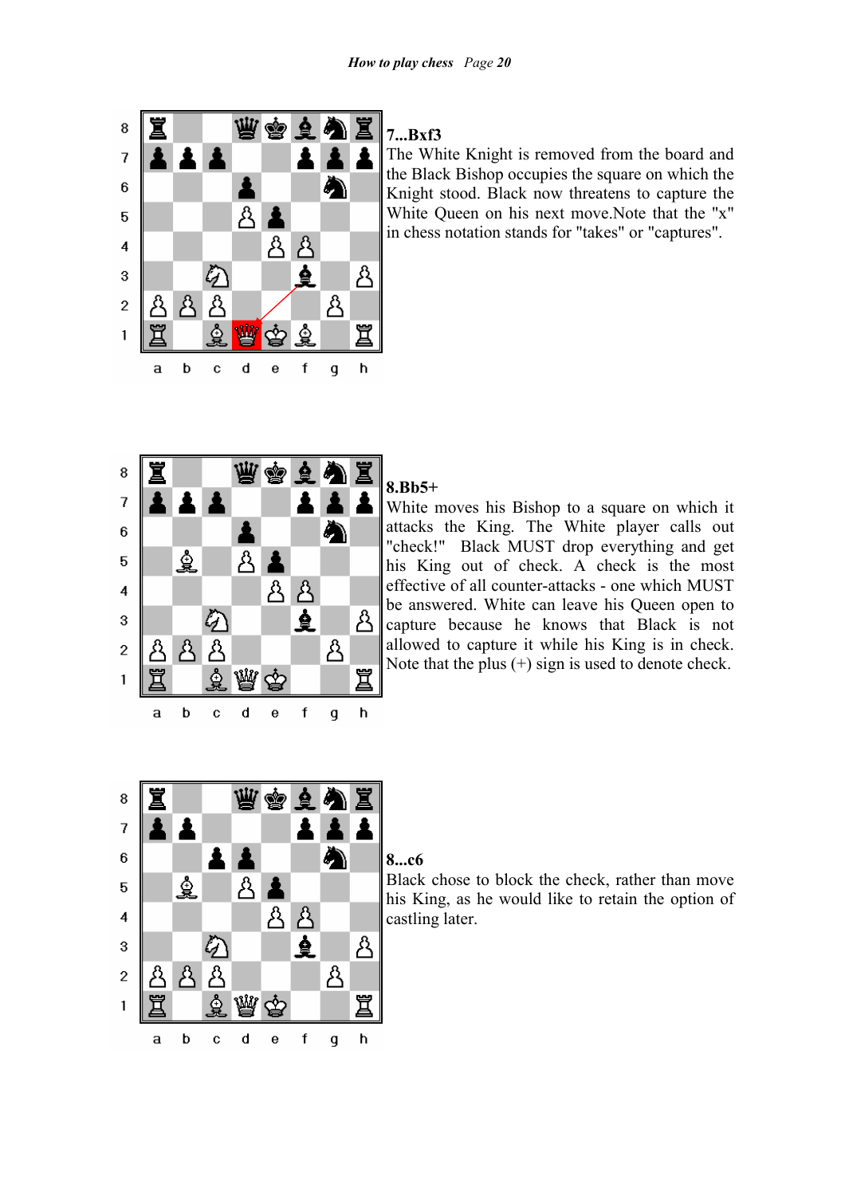**7...Bxf3**

The White Knight is removed from the board and the Black Bishop occupies the square on which the Knight stood. Black now threatens to capture the White Queen on his next move.Note that the "x" in chess notation stands for "takes" or "captures".

**8.Bb5+**

White moves his Bishop to a square on which it attacks the King. The White player calls out "check!" Black MUST drop everything and get his King out of check. A check is the most effective of all counter-attacks - one which MUST be answered. White can leave his Queen open to capture because he knows that Black is not allowed to capture it while his King is in check. Note that the plus (+) sign is used to denote check.

**8...c6**

Black chose to block the check, rather than move his King, as he would like to retain the option of castling later.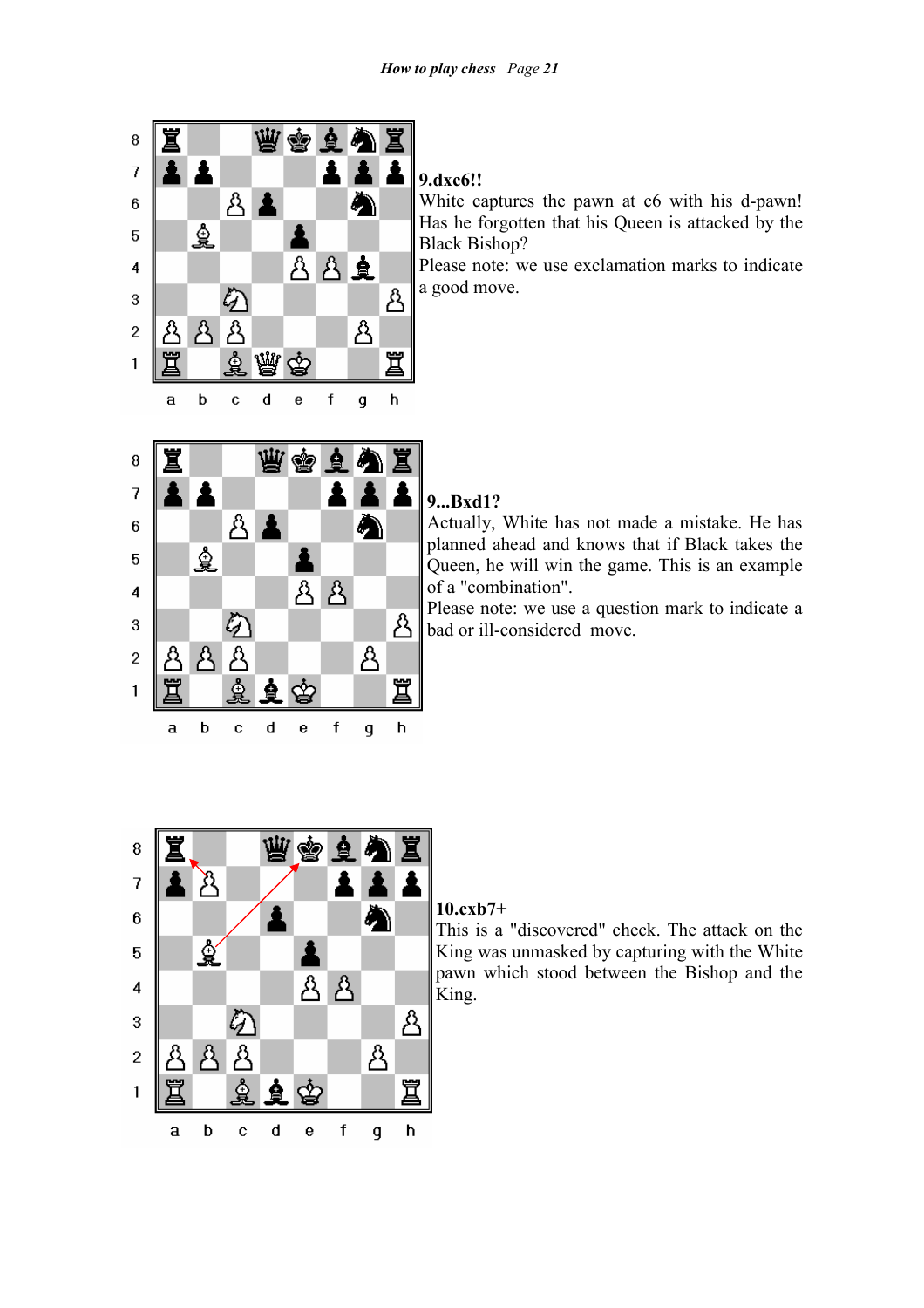**9.dxc6!!**

White captures the pawn at c6 with his d-pawn! Has he forgotten that his Queen is attacked by the Black Bishop?

Please note: we use exclamation marks to indicate a good move.

**9...Bxd1?**

Actually, White has not made a mistake. He has planned ahead and knows that if Black takes the Queen, he will win the game. This is an example of a "combination".

Please note: we use a question mark to indicate a bad or ill-considered move.

**10.cxb7+**

This is a "discovered" check. The attack on the King was unmasked by capturing with the White pawn which stood between the Bishop and the King.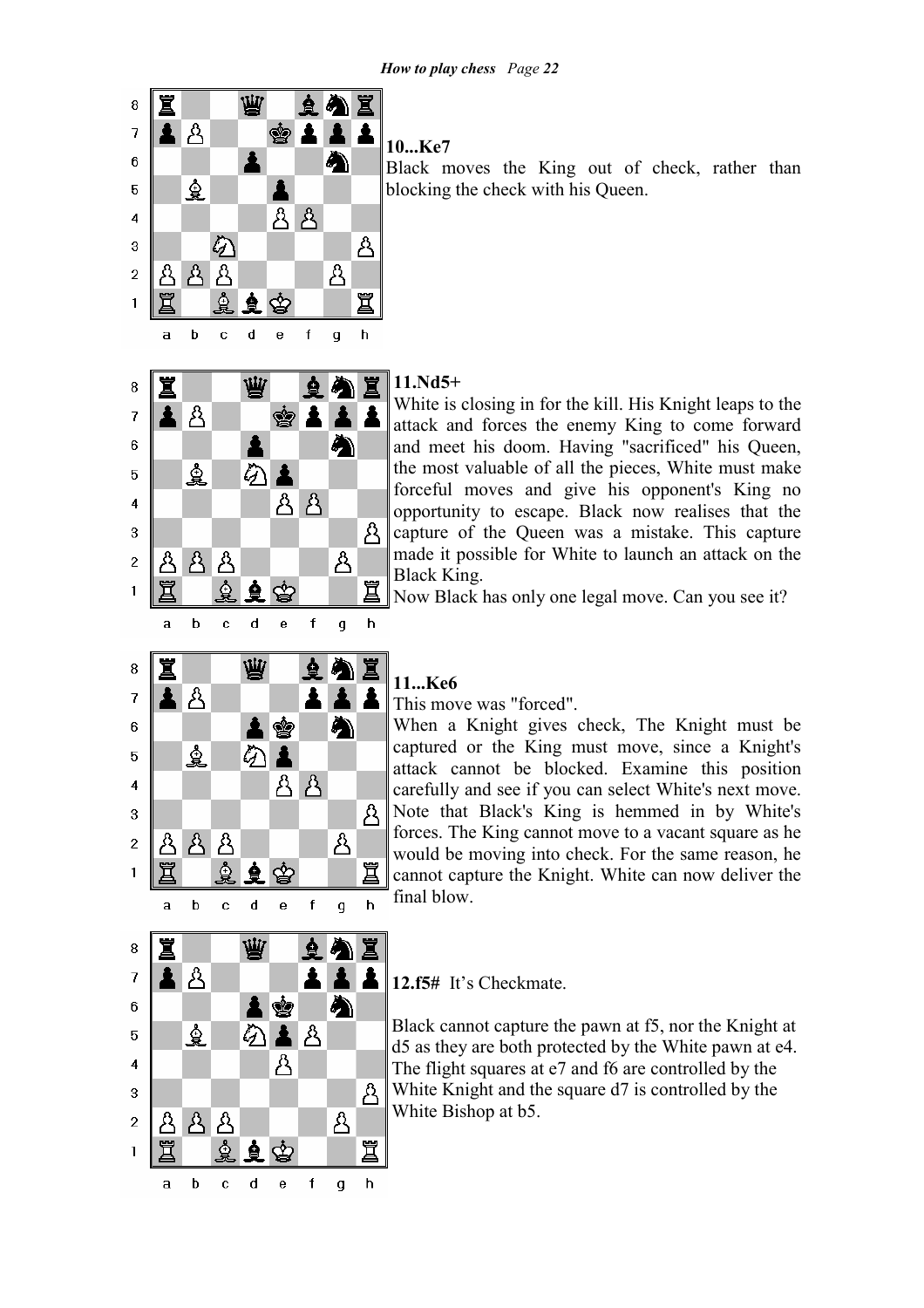**10...Ke7**

Black moves the King out of check, rather than blocking the check with his Queen.

**11.Nd5+**

White is closing in for the kill. His Knight leaps to the attack and forces the enemy King to come forward and meet his doom. Having "sacrificed" his Queen, the most valuable of all the pieces, White must make forceful moves and give his opponent's King no opportunity to escape. Black now realises that the capture of the Queen was a mistake. This capture made it possible for White to launch an attack on the Black King.

Now Black has only one legal move. Can you see it?

**11...Ke6**

This move was "forced".

When a Knight gives check, The Knight must be captured or the King must move, since a Knight's attack cannot be blocked. Examine this position carefully and see if you can select White's next move. Note that Black's King is hemmed in by White's forces. The King cannot move to a vacant square as he would be moving into check. For the same reason, he cannot capture the Knight. White can now deliver the final blow.

**12.f5#** It's Checkmate.

Black cannot capture the pawn at f5, nor the Knight at d5 as they are both protected by the White pawn at e4. The flight squares at e7 and f6 are controlled by the White Knight and the square d7 is controlled by the White Bishop at b5.